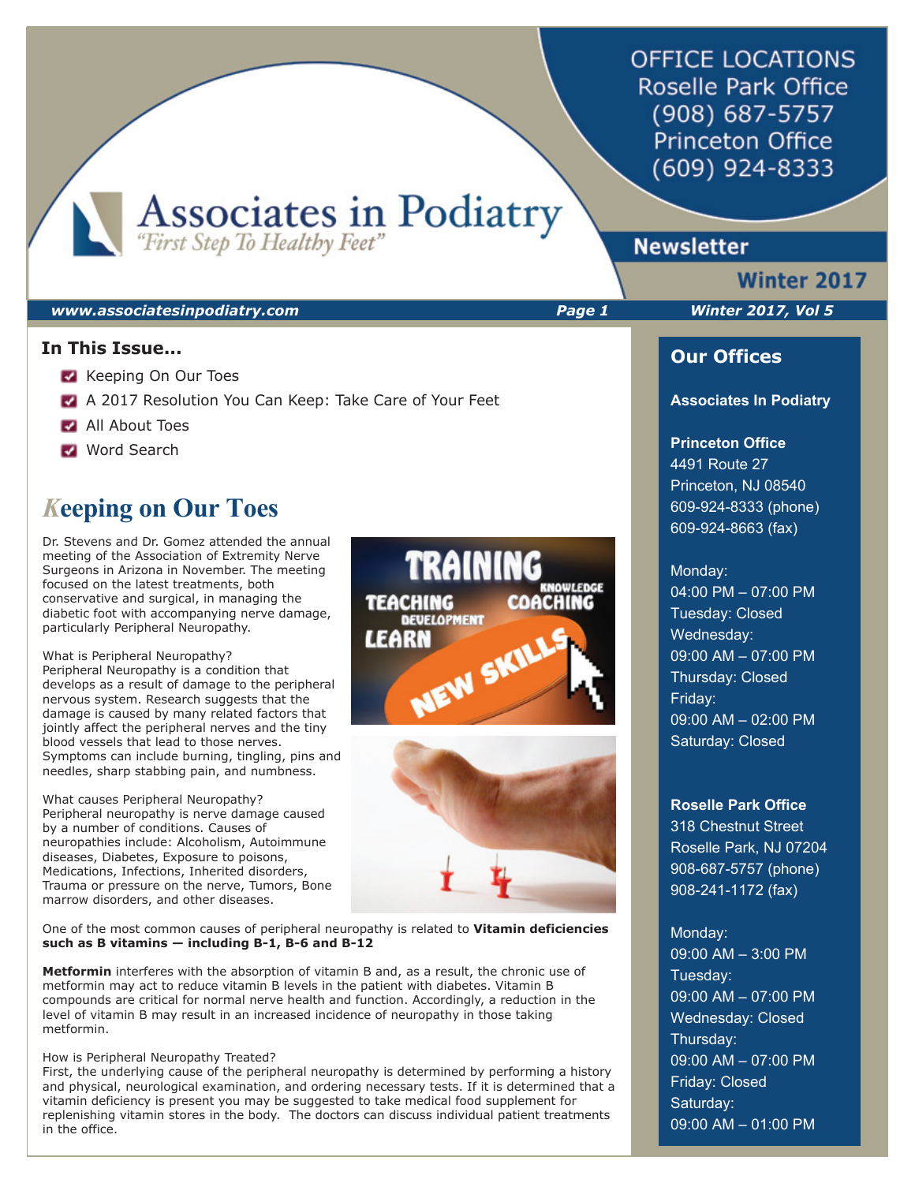OFFICE LOCATIONS
Roselle Park Office
(908) 687-5757
Princeton Office
(609) 924-8333

# Associates in Podiatry

*"First Step To Healthy Feet"*

## Newsletter

**Winter 2017**

**www.associatesinpodiatry.com** | **Winter 2017, Vol 5**

### In This Issue...

- Keeping On Our Toes
- A 2017 Resolution You Can Keep: Take Care of Your Feet
- All About Toes
- Word Search

## Keeping on Our Toes

Dr. Stevens and Dr. Gomez attended the annual meeting of the Association of Extremity Nerve Surgeons in Arizona in November. The meeting focused on the latest treatments, both conservative and surgical, in managing the diabetic foot with accompanying nerve damage, particularly Peripheral Neuropathy.

What is Peripheral Neuropathy?
Peripheral Neuropathy is a condition that develops as a result of damage to the peripheral nervous system. Research suggests that the damage is caused by many related factors that jointly affect the peripheral nerves and the tiny blood vessels that lead to those nerves. Symptoms can include burning, tingling, pins and needles, sharp stabbing pain, and numbness.

What causes Peripheral Neuropathy?
Peripheral neuropathy is nerve damage caused by a number of conditions. Causes of neuropathies include: Alcoholism, Autoimmune diseases, Diabetes, Exposure to poisons, Medications, Infections, Inherited disorders, Trauma or pressure on the nerve, Tumors, Bone marrow disorders, and other diseases.

One of the most common causes of peripheral neuropathy is related to **Vitamin deficiencies such as B vitamins — including B-1, B-6 and B-12**

**Metformin** interferes with the absorption of vitamin B and, as a result, the chronic use of metformin may act to reduce vitamin B levels in the patient with diabetes. Vitamin B compounds are critical for normal nerve health and function. Accordingly, a reduction in the level of vitamin B may result in an increased incidence of neuropathy in those taking metformin.

How is Peripheral Neuropathy Treated?
First, the underlying cause of the peripheral neuropathy is determined by performing a history and physical, neurological examination, and ordering necessary tests. If it is determined that a vitamin deficiency is present you may be suggested to take medical food supplement for replenishing vitamin stores in the body. The doctors can discuss individual patient treatments in the office.

## Our Offices

**Associates In Podiatry**

**Princeton Office**
4491 Route 27
Princeton, NJ 08540
609-924-8333 (phone)
609-924-8663 (fax)

Monday:
04:00 PM – 07:00 PM
Tuesday: Closed
Wednesday:
09:00 AM – 07:00 PM
Thursday: Closed
Friday:
09:00 AM – 02:00 PM
Saturday: Closed

**Roselle Park Office**
318 Chestnut Street
Roselle Park, NJ 07204
908-687-5757 (phone)
908-241-1172 (fax)

Monday:
09:00 AM – 3:00 PM
Tuesday:
09:00 AM – 07:00 PM
Wednesday: Closed
Thursday:
09:00 AM – 07:00 PM
Friday: Closed
Saturday:
09:00 AM – 01:00 PM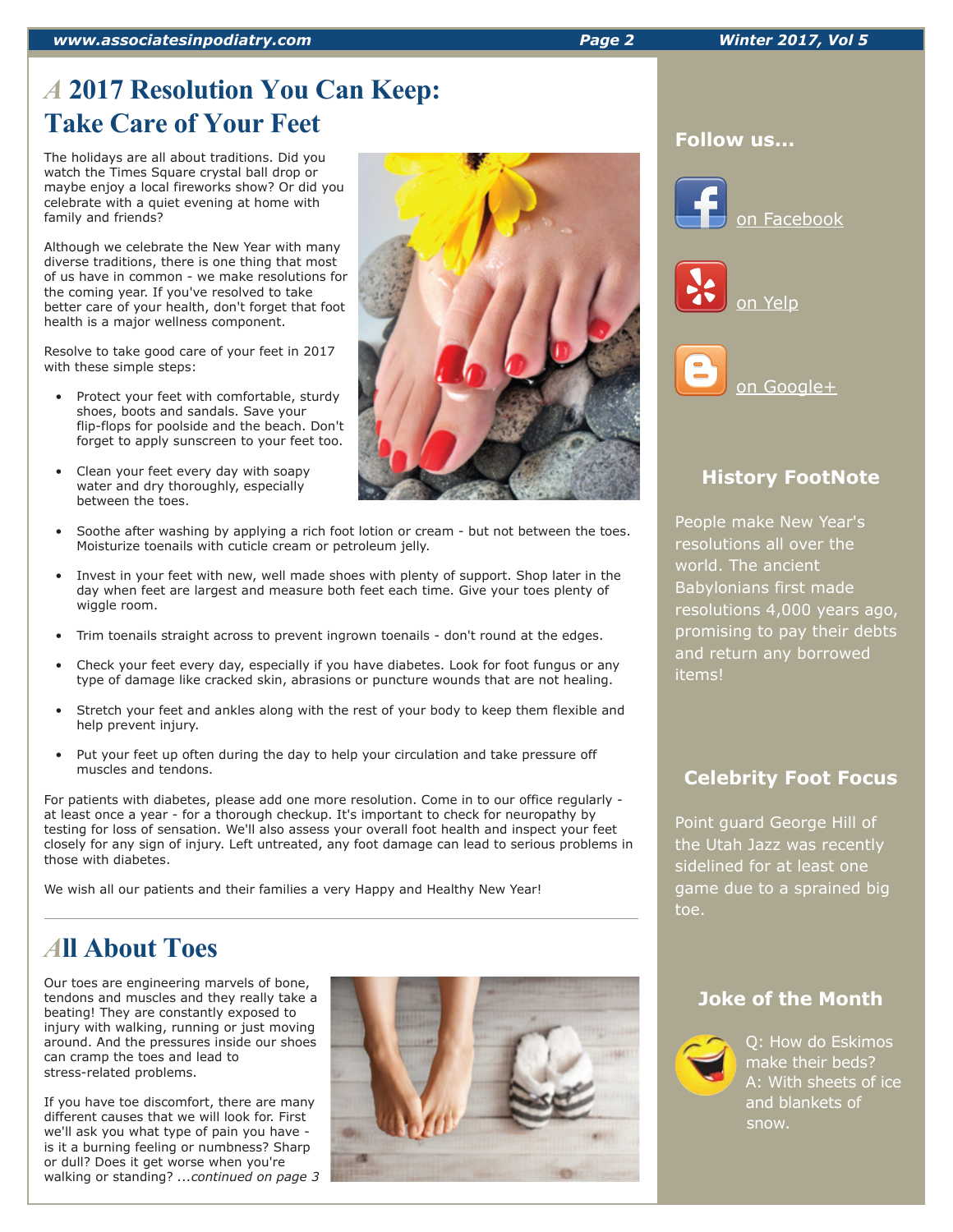# A 2017 Resolution You Can Keep: Take Care of Your Feet

The holidays are all about traditions. Did you watch the Times Square crystal ball drop or maybe enjoy a local fireworks show? Or did you celebrate with a quiet evening at home with family and friends?

Although we celebrate the New Year with many diverse traditions, there is one thing that most of us have in common - we make resolutions for the coming year. If you've resolved to take better care of your health, don't forget that foot health is a major wellness component.

Resolve to take good care of your feet in 2017 with these simple steps:

- Protect your feet with comfortable, sturdy shoes, boots and sandals. Save your flip-flops for poolside and the beach. Don't forget to apply sunscreen to your feet too.
- Clean your feet every day with soapy water and dry thoroughly, especially between the toes.
- Soothe after washing by applying a rich foot lotion or cream - but not between the toes. Moisturize toenails with cuticle cream or petroleum jelly.
- Invest in your feet with new, well made shoes with plenty of support. Shop later in the day when feet are largest and measure both feet each time. Give your toes plenty of wiggle room.
- Trim toenails straight across to prevent ingrown toenails - don't round at the edges.
- Check your feet every day, especially if you have diabetes. Look for foot fungus or any type of damage like cracked skin, abrasions or puncture wounds that are not healing.
- Stretch your feet and ankles along with the rest of your body to keep them flexible and help prevent injury.
- Put your feet up often during the day to help your circulation and take pressure off muscles and tendons.

For patients with diabetes, please add one more resolution. Come in to our office regularly - at least once a year - for a thorough checkup. It's important to check for neuropathy by testing for loss of sensation. We'll also assess your overall foot health and inspect your feet closely for any sign of injury. Left untreated, any foot damage can lead to serious problems in those with diabetes.

We wish all our patients and their families a very Happy and Healthy New Year!

# All About Toes

Our toes are engineering marvels of bone, tendons and muscles and they really take a beating! They are constantly exposed to injury with walking, running or just moving around. And the pressures inside our shoes can cramp the toes and lead to stress-related problems.

If you have toe discomfort, there are many different causes that we will look for. First we'll ask you what type of pain you have - is it a burning feeling or numbness? Sharp or dull? Does it get worse when you're walking or standing? *...continued on page 3*

## Follow us...

on Facebook

on Yelp

on Google+

## History FootNote

People make New Year's resolutions all over the world. The ancient Babylonians first made resolutions 4,000 years ago, promising to pay their debts and return any borrowed items!

## Celebrity Foot Focus

Point guard George Hill of the Utah Jazz was recently sidelined for at least one game due to a sprained big toe.

## Joke of the Month

Q: How do Eskimos make their beds?
A: With sheets of ice and blankets of snow.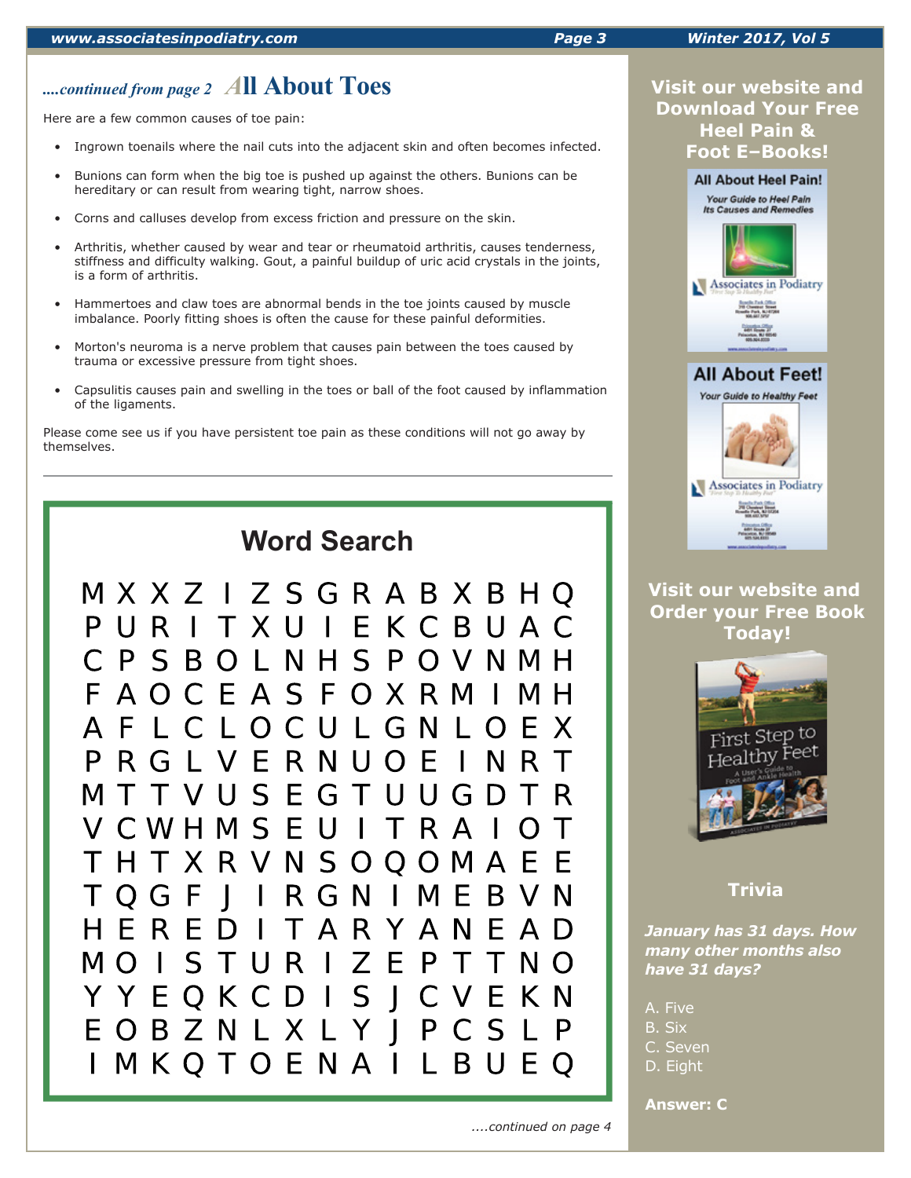*....continued from page 2*

## All About Toes

Here are a few common causes of toe pain:

- Ingrown toenails where the nail cuts into the adjacent skin and often becomes infected.
- Bunions can form when the big toe is pushed up against the others. Bunions can be hereditary or can result from wearing tight, narrow shoes.
- Corns and calluses develop from excess friction and pressure on the skin.
- Arthritis, whether caused by wear and tear or rheumatoid arthritis, causes tenderness, stiffness and difficulty walking. Gout, a painful buildup of uric acid crystals in the joints, is a form of arthritis.
- Hammertoes and claw toes are abnormal bends in the toe joints caused by muscle imbalance. Poorly fitting shoes is often the cause for these painful deformities.
- Morton's neuroma is a nerve problem that causes pain between the toes caused by trauma or excessive pressure from tight shoes.
- Capsulitis causes pain and swelling in the toes or ball of the foot caused by inflammation of the ligaments.

Please come see us if you have persistent toe pain as these conditions will not go away by themselves.

---

## Word Search

```
M X X Z I Z S G R A B X B H Q
P U R I T X U I E K C B U A C
C P S B O L N H S P O V N M H
F A O C E A S F O X R M I M H
A F L C L O C U L G N L O E X
P R G L V E R N U O E I N R T
M T T V U S E G T U U G D T R
V C W H M S E U I T R A I O T
T H T X R V N S O Q O M A E E
T Q G F J I R G N I M E B V N
H E R E D I T A R Y A N E A D
M O I S T U R I Z E P T T N O
Y Y E Q K C D I S J C V E K N
E O B Z N L X L Y J P C S L P
I M K Q T O E N A I L B U E Q
```

*....continued on page 4*

### Visit our website and Download Your Free Heel Pain & Foot E–Books!

**All About Heel Pain!**
*Your Guide to Heel Pain Its Causes and Remedies*
Associates in Podiatry

**All About Feet!**
*Your Guide to Healthy Feet*
Associates in Podiatry

### Visit our website and Order your Free Book Today!

First Step to Healthy Feet
A User's Guide to Foot and Ankle Health

### Trivia

***January has 31 days. How many other months also have 31 days?***

A. Five
B. Six
C. Seven
D. Eight

**Answer: C**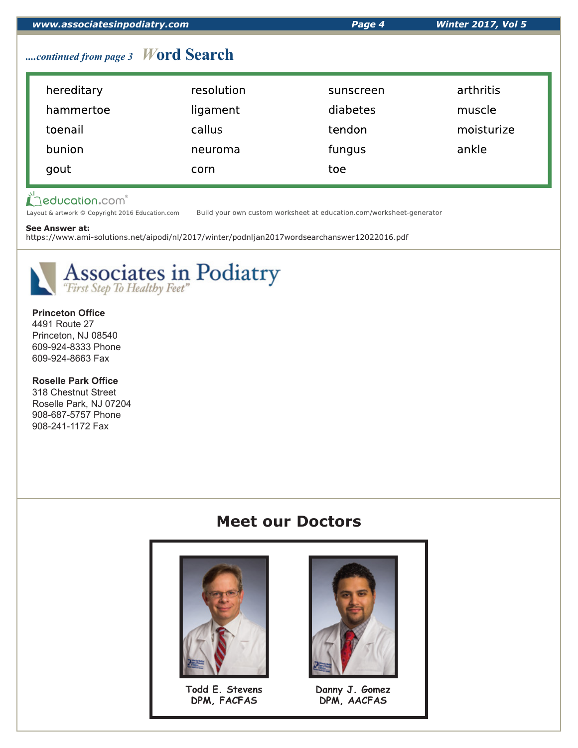*....continued from page 3* 

## Word Search

| | | | |
|---|---|---|---|
| hereditary | resolution | sunscreen | arthritis |
| hammertoe | ligament | diabetes | muscle |
| toenail | callus | tendon | moisturize |
| bunion | neuroma | fungus | ankle |
| gout | corn | toe | |

education.com®

Layout & artwork © Copyright 2016 Education.com Build your own custom worksheet at education.com/worksheet-generator

**See Answer at:**
https://www.ami-solutions.net/aipodi/nl/2017/winter/podnljan2017wordsearchanswer12022016.pdf

Associates in Podiatry
*"First Step To Healthy Feet"*

**Princeton Office**
4491 Route 27
Princeton, NJ 08540
609-924-8333 Phone
609-924-8663 Fax

**Roselle Park Office**
318 Chestnut Street
Roselle Park, NJ 07204
908-687-5757 Phone
908-241-1172 Fax

## Meet our Doctors

Todd E. Stevens
DPM, FACFAS

Danny J. Gomez
DPM, AACFAS